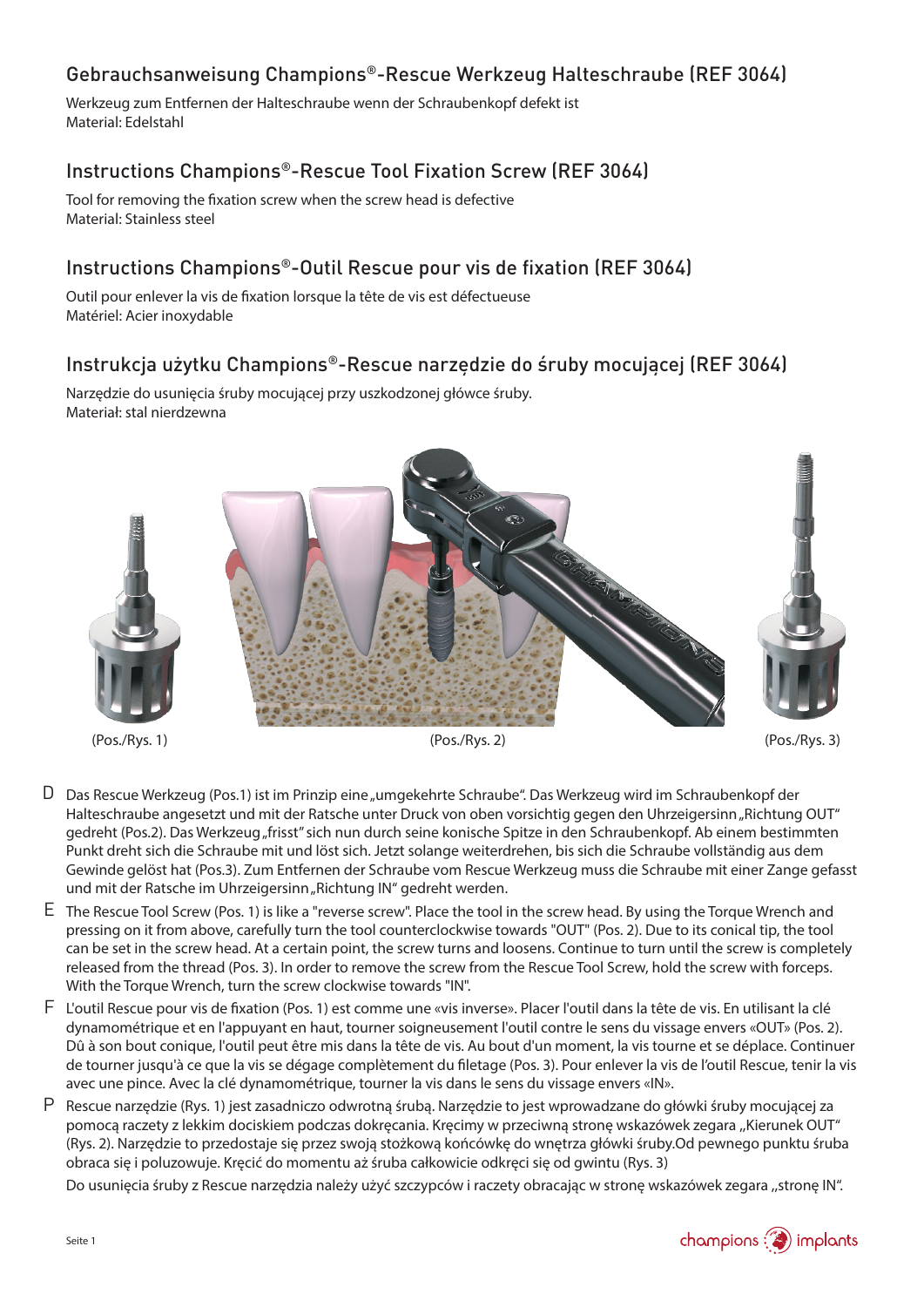## Gebrauchsanweisung Champions®-Rescue Werkzeug Halteschraube (REF 3064)

Werkzeug zum Entfernen der Halteschraube wenn der Schraubenkopf defekt ist
Material: Edelstahl

## Instructions Champions®-Rescue Tool Fixation Screw (REF 3064)

Tool for removing the fixation screw when the screw head is defective
Material: Stainless steel

## Instructions Champions®-Outil Rescue pour vis de fixation (REF 3064)

Outil pour enlever la vis de fixation lorsque la tête de vis est défectueuse
Matériel: Acier inoxydable

## Instrukcja użytku Champions®-Rescue narzędzie do śruby mocującej (REF 3064)

Narzędzie do usunięcia śruby mocującej przy uszkodzonej główce śruby.
Materiał: stal nierdzewna

(Pos./Rys. 1) (Pos./Rys. 2) (Pos./Rys. 3)

**D** Das Rescue Werkzeug (Pos.1) ist im Prinzip eine „umgekehrte Schraube". Das Werkzeug wird im Schraubenkopf der Halteschraube angesetzt und mit der Ratsche unter Druck von oben vorsichtig gegen den Uhrzeigersinn „Richtung OUT" gedreht (Pos.2). Das Werkzeug „frisst" sich nun durch seine konische Spitze in den Schraubenkopf. Ab einem bestimmten Punkt dreht sich die Schraube mit und löst sich. Jetzt solange weiterdrehen, bis sich die Schraube vollständig aus dem Gewinde gelöst hat (Pos.3). Zum Entfernen der Schraube vom Rescue Werkzeug muss die Schraube mit einer Zange gefasst und mit der Ratsche im Uhrzeigersinn „Richtung IN" gedreht werden.

**E** The Rescue Tool Screw (Pos. 1) is like a "reverse screw". Place the tool in the screw head. By using the Torque Wrench and pressing on it from above, carefully turn the tool counterclockwise towards "OUT" (Pos. 2). Due to its conical tip, the tool can be set in the screw head. At a certain point, the screw turns and loosens. Continue to turn until the screw is completely released from the thread (Pos. 3). In order to remove the screw from the Rescue Tool Screw, hold the screw with forceps. With the Torque Wrench, turn the screw clockwise towards "IN".

**F** L'outil Rescue pour vis de fixation (Pos. 1) est comme une «vis inverse». Placer l'outil dans la tête de vis. En utilisant la clé dynamométrique et en l'appuyant en haut, tourner soigneusement l'outil contre le sens du vissage envers «OUT» (Pos. 2). Dû à son bout conique, l'outil peut être mis dans la tête de vis. Au bout d'un moment, la vis tourne et se déplace. Continuer de tourner jusqu'à ce que la vis se dégage complètement du filetage (Pos. 3). Pour enlever la vis de l'outil Rescue, tenir la vis avec une pince. Avec la clé dynamométrique, tourner la vis dans le sens du vissage envers «IN».

**P** Rescue narzędzie (Rys. 1) jest zasadniczo odwrotną śrubą. Narzędzie to jest wprowadzane do główki śruby mocującej za pomocą raczety z lekkim dociskiem podczas dokręcania. Kręcimy w przeciwną stronę wskazówek zegara „Kierunek OUT" (Rys. 2). Narzędzie to przedostaje się przez swoją stożkową końcówkę do wnętrza główki śruby.Od pewnego punktu śruba obraca się i poluzowuje. Kręcić do momentu aż śruba całkowicie odkręci się od gwintu (Rys. 3)

Do usunięcia śruby z Rescue narzędzia należy użyć szczypców i raczety obracając w stronę wskazówek zegara „stronę IN".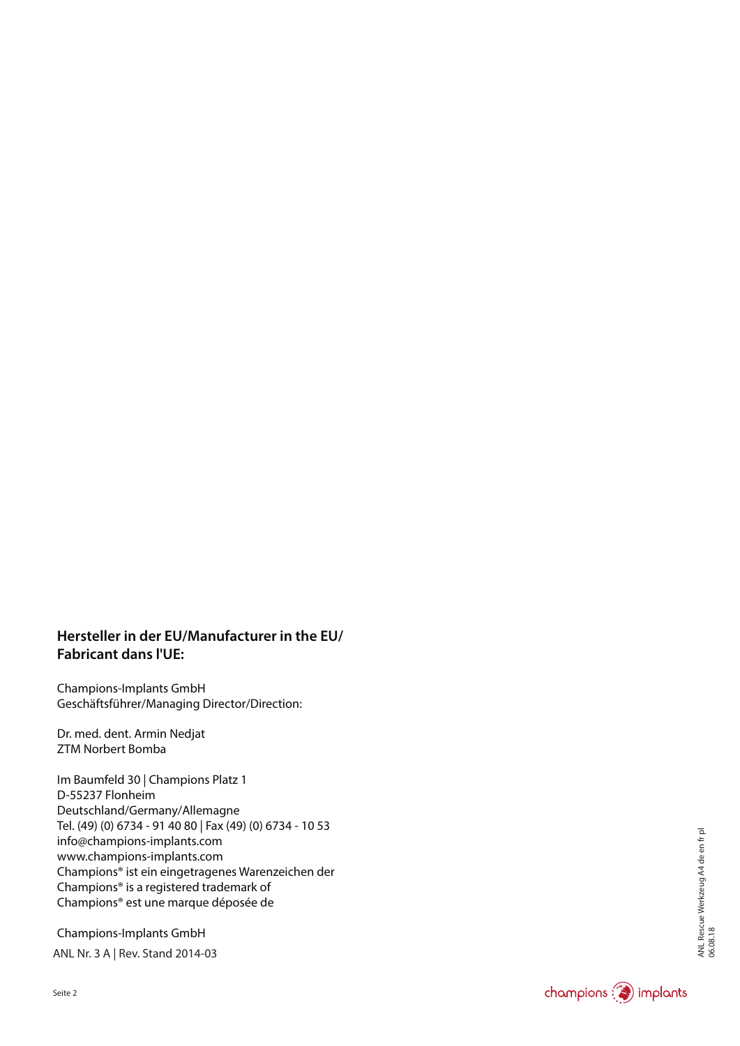**Hersteller in der EU/Manufacturer in the EU/ Fabricant dans l'UE:**

Champions-Implants GmbH
Geschäftsführer/Managing Director/Direction:

Dr. med. dent. Armin Nedjat
ZTM Norbert Bomba

Im Baumfeld 30 | Champions Platz 1
D-55237 Flonheim
Deutschland/Germany/Allemagne
Tel. (49) (0) 6734 - 91 40 80 | Fax (49) (0) 6734 - 10 53
info@champions-implants.com
www.champions-implants.com
Champions® ist ein eingetragenes Warenzeichen der
Champions® is a registered trademark of
Champions® est une marque déposée de

Champions-Implants GmbH

ANL Nr. 3 A | Rev. Stand 2014-03

ANL Rescue Werkzeug A4 de en fr pl
06.08.18